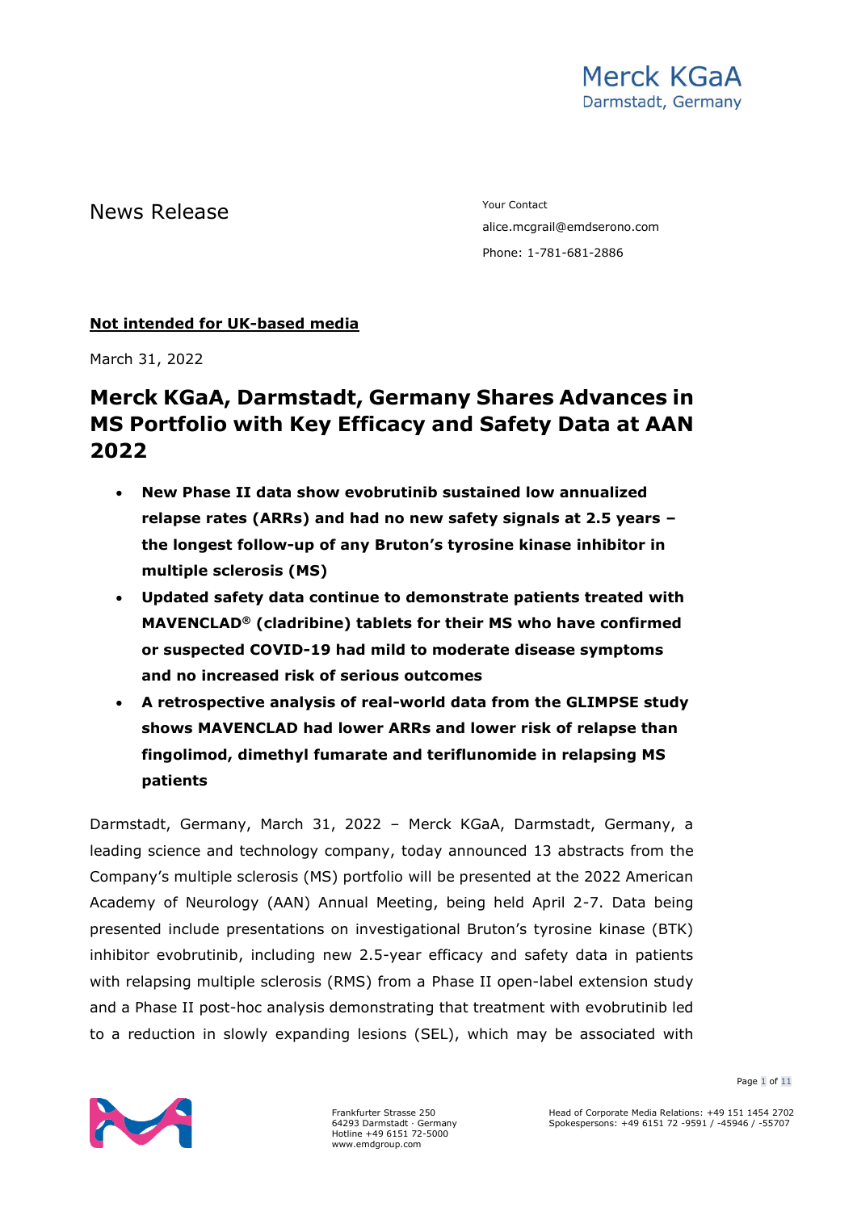Merck KGaA
Darmstadt, Germany

News Release

Your Contact
alice.mcgrail@emdserono.com
Phone: 1-781-681-2886

**Not intended for UK-based media**

March 31, 2022

# Merck KGaA, Darmstadt, Germany Shares Advances in MS Portfolio with Key Efficacy and Safety Data at AAN 2022

- **New Phase II data show evobrutinib sustained low annualized relapse rates (ARRs) and had no new safety signals at 2.5 years – the longest follow-up of any Bruton's tyrosine kinase inhibitor in multiple sclerosis (MS)**
- **Updated safety data continue to demonstrate patients treated with MAVENCLAD® (cladribine) tablets for their MS who have confirmed or suspected COVID-19 had mild to moderate disease symptoms and no increased risk of serious outcomes**
- **A retrospective analysis of real-world data from the GLIMPSE study shows MAVENCLAD had lower ARRs and lower risk of relapse than fingolimod, dimethyl fumarate and teriflunomide in relapsing MS patients**

Darmstadt, Germany, March 31, 2022 – Merck KGaA, Darmstadt, Germany, a leading science and technology company, today announced 13 abstracts from the Company's multiple sclerosis (MS) portfolio will be presented at the 2022 American Academy of Neurology (AAN) Annual Meeting, being held April 2-7. Data being presented include presentations on investigational Bruton's tyrosine kinase (BTK) inhibitor evobrutinib, including new 2.5-year efficacy and safety data in patients with relapsing multiple sclerosis (RMS) from a Phase II open-label extension study and a Phase II post-hoc analysis demonstrating that treatment with evobrutinib led to a reduction in slowly expanding lesions (SEL), which may be associated with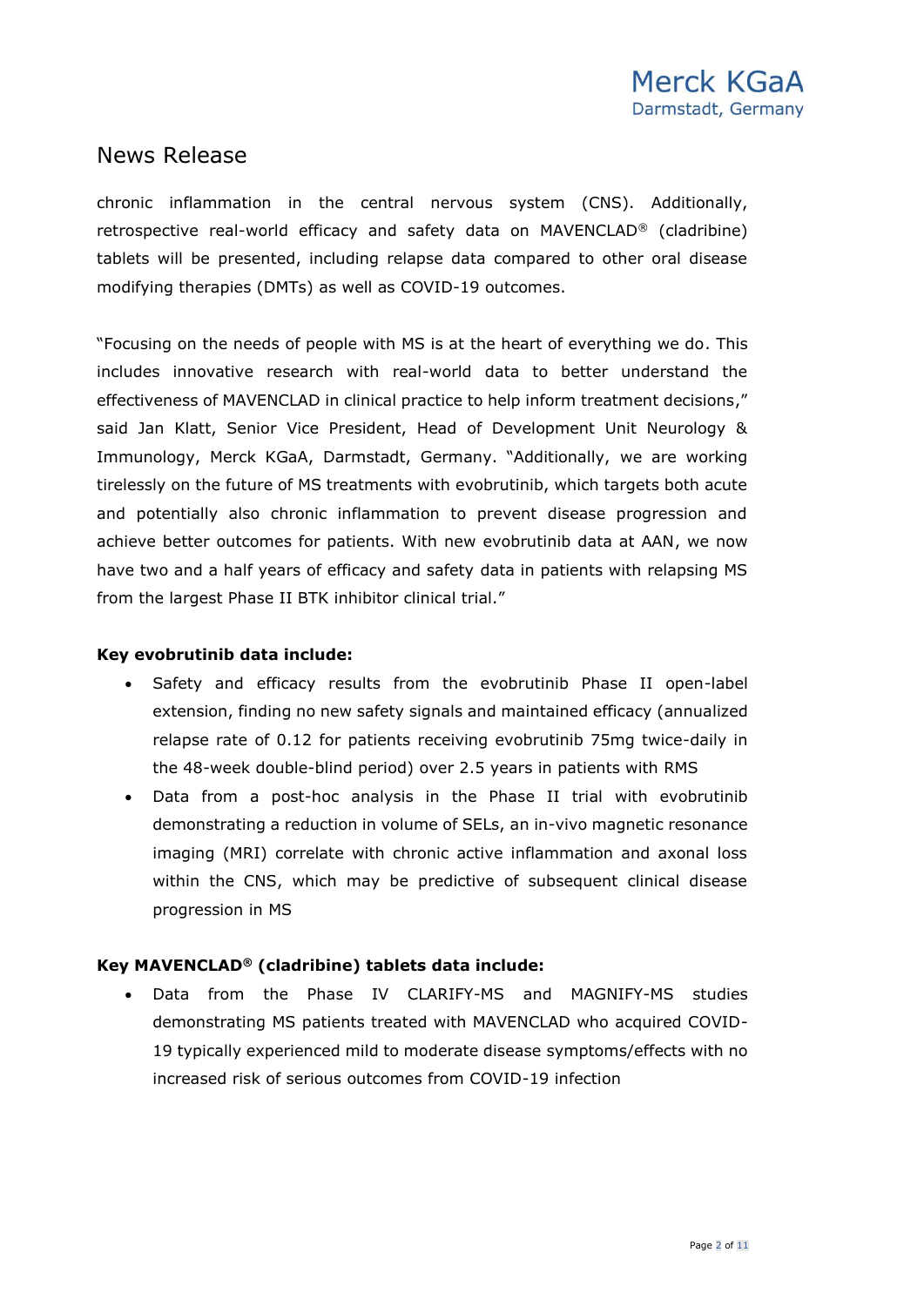chronic inflammation in the central nervous system (CNS). Additionally, retrospective real-world efficacy and safety data on MAVENCLAD® (cladribine) tablets will be presented, including relapse data compared to other oral disease modifying therapies (DMTs) as well as COVID-19 outcomes.

"Focusing on the needs of people with MS is at the heart of everything we do. This includes innovative research with real-world data to better understand the effectiveness of MAVENCLAD in clinical practice to help inform treatment decisions," said Jan Klatt, Senior Vice President, Head of Development Unit Neurology & Immunology, Merck KGaA, Darmstadt, Germany. "Additionally, we are working tirelessly on the future of MS treatments with evobrutinib, which targets both acute and potentially also chronic inflammation to prevent disease progression and achieve better outcomes for patients. With new evobrutinib data at AAN, we now have two and a half years of efficacy and safety data in patients with relapsing MS from the largest Phase II BTK inhibitor clinical trial."

**Key evobrutinib data include:**

- Safety and efficacy results from the evobrutinib Phase II open-label extension, finding no new safety signals and maintained efficacy (annualized relapse rate of 0.12 for patients receiving evobrutinib 75mg twice-daily in the 48-week double-blind period) over 2.5 years in patients with RMS
- Data from a post-hoc analysis in the Phase II trial with evobrutinib demonstrating a reduction in volume of SELs, an in-vivo magnetic resonance imaging (MRI) correlate with chronic active inflammation and axonal loss within the CNS, which may be predictive of subsequent clinical disease progression in MS

**Key MAVENCLAD® (cladribine) tablets data include:**

- Data from the Phase IV CLARIFY-MS and MAGNIFY-MS studies demonstrating MS patients treated with MAVENCLAD who acquired COVID-19 typically experienced mild to moderate disease symptoms/effects with no increased risk of serious outcomes from COVID-19 infection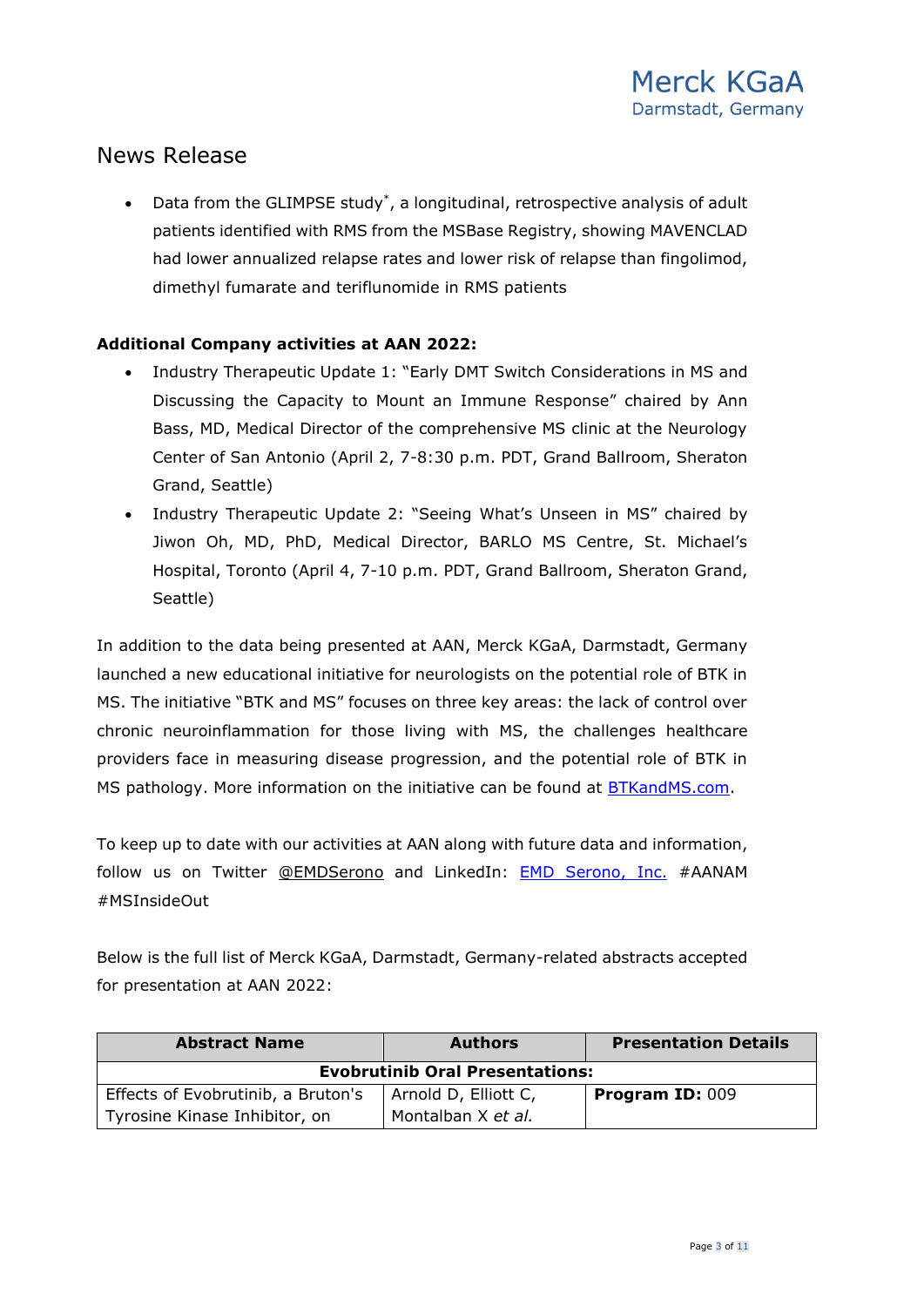- Data from the GLIMPSE study*, a longitudinal, retrospective analysis of adult patients identified with RMS from the MSBase Registry, showing MAVENCLAD had lower annualized relapse rates and lower risk of relapse than fingolimod, dimethyl fumarate and teriflunomide in RMS patients

**Additional Company activities at AAN 2022:**

- Industry Therapeutic Update 1: "Early DMT Switch Considerations in MS and Discussing the Capacity to Mount an Immune Response" chaired by Ann Bass, MD, Medical Director of the comprehensive MS clinic at the Neurology Center of San Antonio (April 2, 7-8:30 p.m. PDT, Grand Ballroom, Sheraton Grand, Seattle)
- Industry Therapeutic Update 2: "Seeing What's Unseen in MS" chaired by Jiwon Oh, MD, PhD, Medical Director, BARLO MS Centre, St. Michael's Hospital, Toronto (April 4, 7-10 p.m. PDT, Grand Ballroom, Sheraton Grand, Seattle)

In addition to the data being presented at AAN, Merck KGaA, Darmstadt, Germany launched a new educational initiative for neurologists on the potential role of BTK in MS. The initiative "BTK and MS" focuses on three key areas: the lack of control over chronic neuroinflammation for those living with MS, the challenges healthcare providers face in measuring disease progression, and the potential role of BTK in MS pathology. More information on the initiative can be found at BTKandMS.com.

To keep up to date with our activities at AAN along with future data and information, follow us on Twitter @EMDSerono and LinkedIn: EMD Serono, Inc. #AANAM #MSInsideOut

Below is the full list of Merck KGaA, Darmstadt, Germany-related abstracts accepted for presentation at AAN 2022:

| Abstract Name | Authors | Presentation Details |
|---|---|---|
| **Evobrutinib Oral Presentations:** | | |
| Effects of Evobrutinib, a Bruton's Tyrosine Kinase Inhibitor, on | Arnold D, Elliott C, Montalban X *et al.* | **Program ID:** 009 |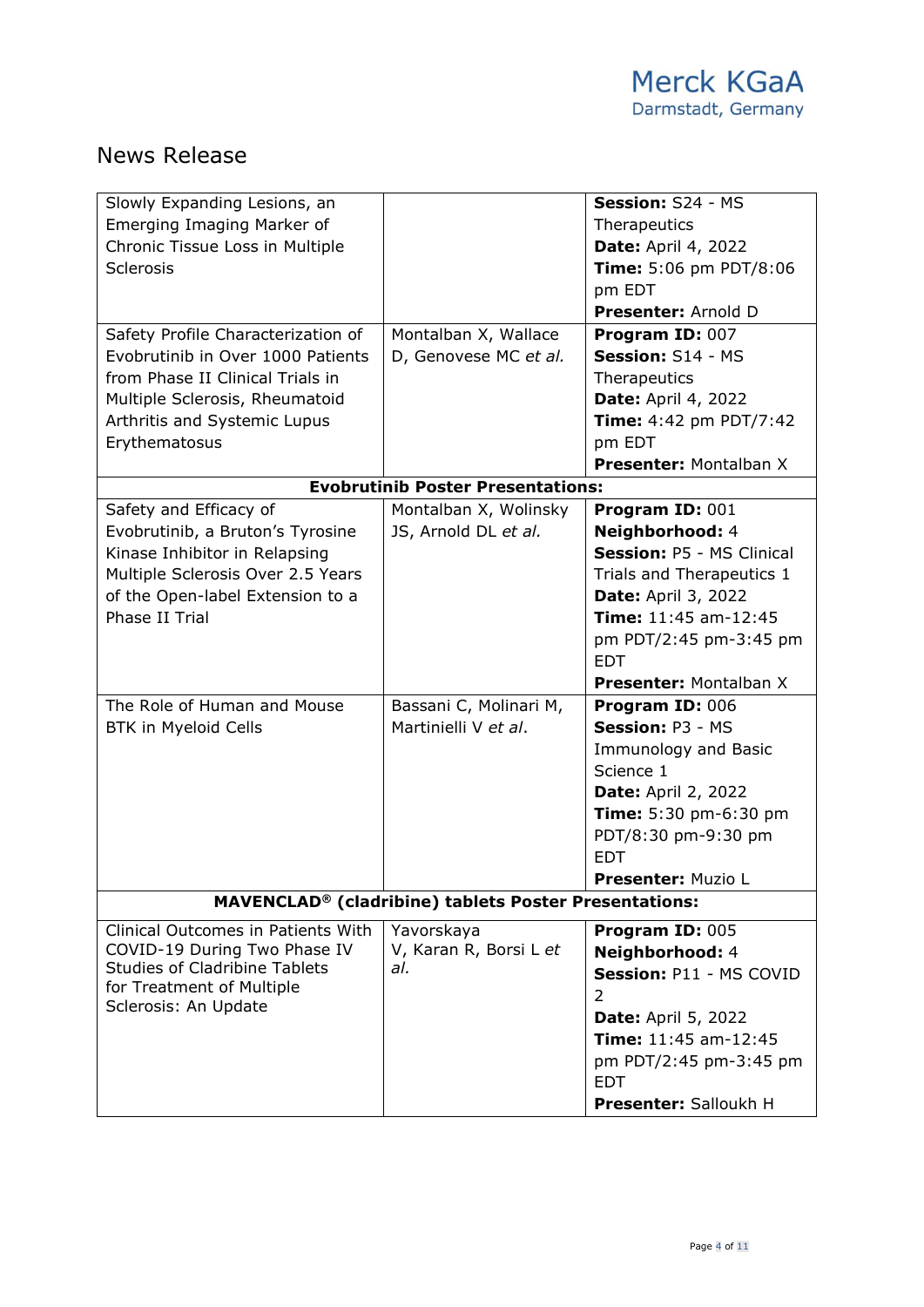# News Release

| | | |
|---|---|---|
| Slowly Expanding Lesions, an Emerging Imaging Marker of Chronic Tissue Loss in Multiple Sclerosis | | **Session:** S24 - MS Therapeutics<br>**Date:** April 4, 2022<br>**Time:** 5:06 pm PDT/8:06 pm EDT<br>**Presenter:** Arnold D |
| Safety Profile Characterization of Evobrutinib in Over 1000 Patients from Phase II Clinical Trials in Multiple Sclerosis, Rheumatoid Arthritis and Systemic Lupus Erythematosus | Montalban X, Wallace D, Genovese MC *et al.* | **Program ID:** 007<br>**Session:** S14 - MS Therapeutics<br>**Date:** April 4, 2022<br>**Time:** 4:42 pm PDT/7:42 pm EDT<br>**Presenter:** Montalban X |
| **Evobrutinib Poster Presentations:** | | |
| Safety and Efficacy of Evobrutinib, a Bruton's Tyrosine Kinase Inhibitor in Relapsing Multiple Sclerosis Over 2.5 Years of the Open-label Extension to a Phase II Trial | Montalban X, Wolinsky JS, Arnold DL *et al.* | **Program ID:** 001<br>**Neighborhood:** 4<br>**Session:** P5 - MS Clinical Trials and Therapeutics 1<br>**Date:** April 3, 2022<br>**Time:** 11:45 am-12:45 pm PDT/2:45 pm-3:45 pm EDT<br>**Presenter:** Montalban X |
| The Role of Human and Mouse BTK in Myeloid Cells | Bassani C, Molinari M, Martinielli V *et al*. | **Program ID:** 006<br>**Session:** P3 - MS Immunology and Basic Science 1<br>**Date:** April 2, 2022<br>**Time:** 5:30 pm-6:30 pm PDT/8:30 pm-9:30 pm EDT<br>**Presenter:** Muzio L |
| **MAVENCLAD® (cladribine) tablets Poster Presentations:** | | |
| Clinical Outcomes in Patients With COVID-19 During Two Phase IV Studies of Cladribine Tablets for Treatment of Multiple Sclerosis: An Update | Yavorskaya V, Karan R, Borsi L *et al.* | **Program ID:** 005<br>**Neighborhood:** 4<br>**Session:** P11 - MS COVID 2<br>**Date:** April 5, 2022<br>**Time:** 11:45 am-12:45 pm PDT/2:45 pm-3:45 pm EDT<br>**Presenter:** Salloukh H |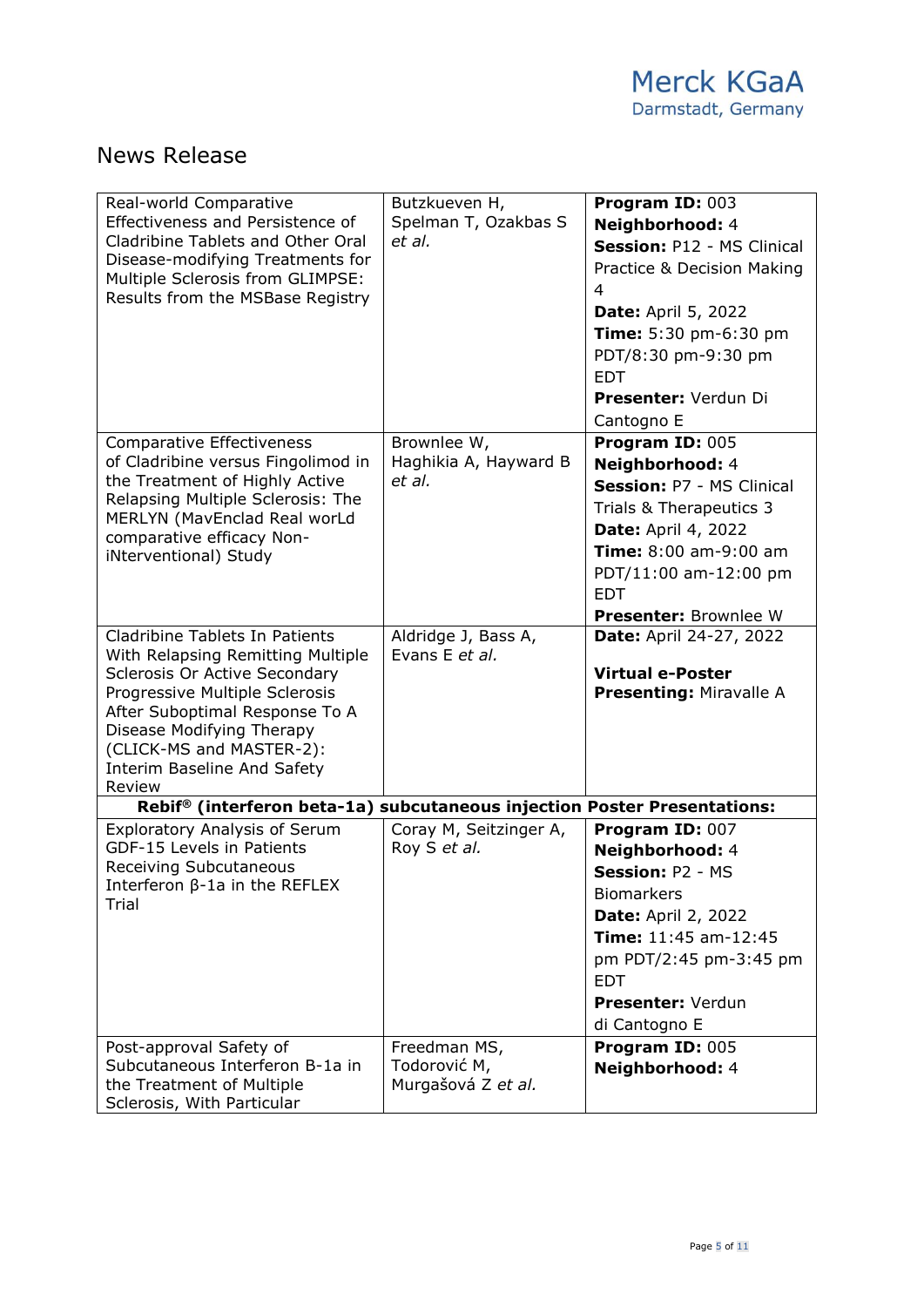## News Release

| Title | Authors | Details |
|---|---|---|
| Real-world Comparative Effectiveness and Persistence of Cladribine Tablets and Other Oral Disease-modifying Treatments for Multiple Sclerosis from GLIMPSE: Results from the MSBase Registry | Butzkueven H, Spelman T, Ozakbas S *et al.* | **Program ID:** 003<br>**Neighborhood:** 4<br>**Session:** P12 - MS Clinical Practice & Decision Making 4<br>**Date:** April 5, 2022<br>**Time:** 5:30 pm-6:30 pm PDT/8:30 pm-9:30 pm EDT<br>**Presenter:** Verdun Di Cantogno E |
| Comparative Effectiveness of Cladribine versus Fingolimod in the Treatment of Highly Active Relapsing Multiple Sclerosis: The MERLYN (MavEnclad Real worLd comparative efficacy Non-iNterventional) Study | Brownlee W, Haghikia A, Hayward B *et al.* | **Program ID:** 005<br>**Neighborhood:** 4<br>**Session:** P7 - MS Clinical Trials & Therapeutics 3<br>**Date:** April 4, 2022<br>**Time:** 8:00 am-9:00 am PDT/11:00 am-12:00 pm EDT<br>**Presenter:** Brownlee W |
| Cladribine Tablets In Patients With Relapsing Remitting Multiple Sclerosis Or Active Secondary Progressive Multiple Sclerosis After Suboptimal Response To A Disease Modifying Therapy (CLICK-MS and MASTER-2): Interim Baseline And Safety Review | Aldridge J, Bass A, Evans E *et al.* | **Date:** April 24-27, 2022<br><br>**Virtual e-Poster**<br>**Presenting:** Miravalle A |
| **Rebif® (interferon beta-1a) subcutaneous injection Poster Presentations:** | | |
| Exploratory Analysis of Serum GDF-15 Levels in Patients Receiving Subcutaneous Interferon β-1a in the REFLEX Trial | Coray M, Seitzinger A, Roy S *et al.* | **Program ID:** 007<br>**Neighborhood:** 4<br>**Session:** P2 - MS Biomarkers<br>**Date:** April 2, 2022<br>**Time:** 11:45 am-12:45 pm PDT/2:45 pm-3:45 pm EDT<br>**Presenter:** Verdun di Cantogno E |
| Post-approval Safety of Subcutaneous Interferon Β-1a in the Treatment of Multiple Sclerosis, With Particular | Freedman MS, Todorović M, Murgašová Z *et al.* | **Program ID:** 005<br>**Neighborhood:** 4 |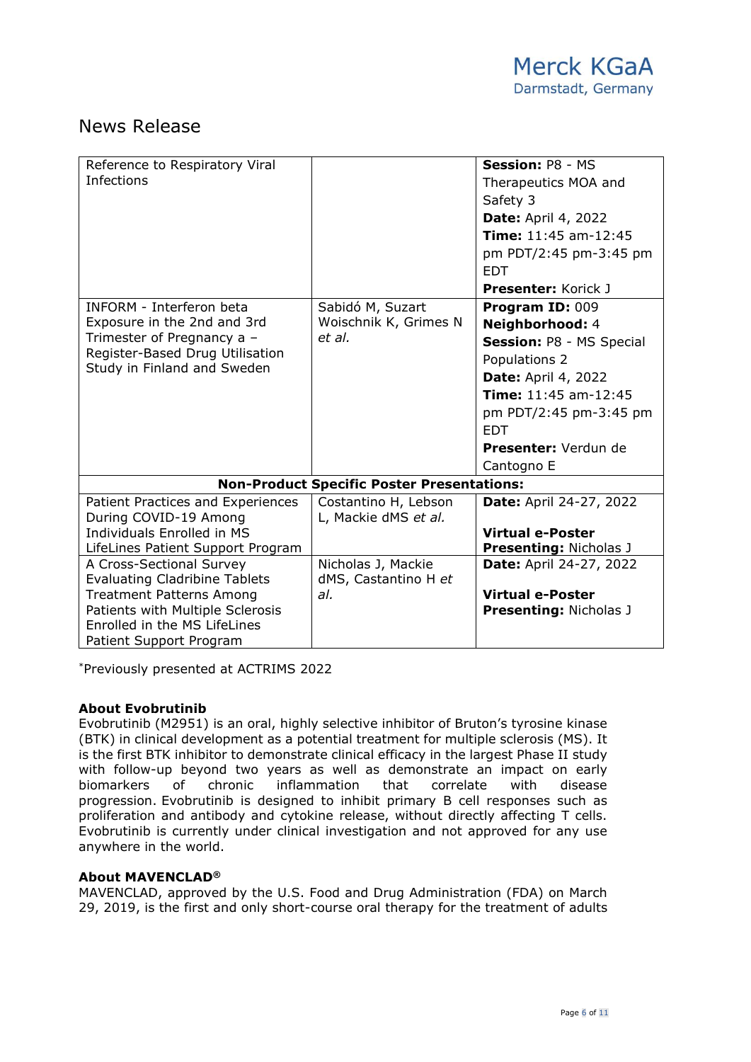| | | |
|---|---|---|
| Reference to Respiratory Viral Infections | | **Session:** P8 - MS Therapeutics MOA and Safety 3<br>**Date:** April 4, 2022<br>**Time:** 11:45 am-12:45 pm PDT/2:45 pm-3:45 pm EDT<br>**Presenter:** Korick J |
| INFORM - Interferon beta Exposure in the 2nd and 3rd Trimester of Pregnancy a – Register-Based Drug Utilisation Study in Finland and Sweden | Sabidó M, Suzart Woischnik K, Grimes N *et al.* | **Program ID:** 009<br>**Neighborhood:** 4<br>**Session:** P8 - MS Special Populations 2<br>**Date:** April 4, 2022<br>**Time:** 11:45 am-12:45 pm PDT/2:45 pm-3:45 pm EDT<br>**Presenter:** Verdun de Cantogno E |
| **Non-Product Specific Poster Presentations:** | | |
| Patient Practices and Experiences During COVID-19 Among Individuals Enrolled in MS LifeLines Patient Support Program | Costantino H, Lebson L, Mackie dMS *et al.* | **Date:** April 24-27, 2022<br><br>**Virtual e-Poster Presenting:** Nicholas J |
| A Cross-Sectional Survey Evaluating Cladribine Tablets Treatment Patterns Among Patients with Multiple Sclerosis Enrolled in the MS LifeLines Patient Support Program | Nicholas J, Mackie dMS, Castantino H *et al.* | **Date:** April 24-27, 2022<br><br>**Virtual e-Poster Presenting:** Nicholas J |

*Previously presented at ACTRIMS 2022

**About Evobrutinib**

Evobrutinib (M2951) is an oral, highly selective inhibitor of Bruton's tyrosine kinase (BTK) in clinical development as a potential treatment for multiple sclerosis (MS). It is the first BTK inhibitor to demonstrate clinical efficacy in the largest Phase II study with follow-up beyond two years as well as demonstrate an impact on early biomarkers of chronic inflammation that correlate with disease progression. Evobrutinib is designed to inhibit primary B cell responses such as proliferation and antibody and cytokine release, without directly affecting T cells. Evobrutinib is currently under clinical investigation and not approved for any use anywhere in the world.

**About MAVENCLAD®**

MAVENCLAD, approved by the U.S. Food and Drug Administration (FDA) on March 29, 2019, is the first and only short-course oral therapy for the treatment of adults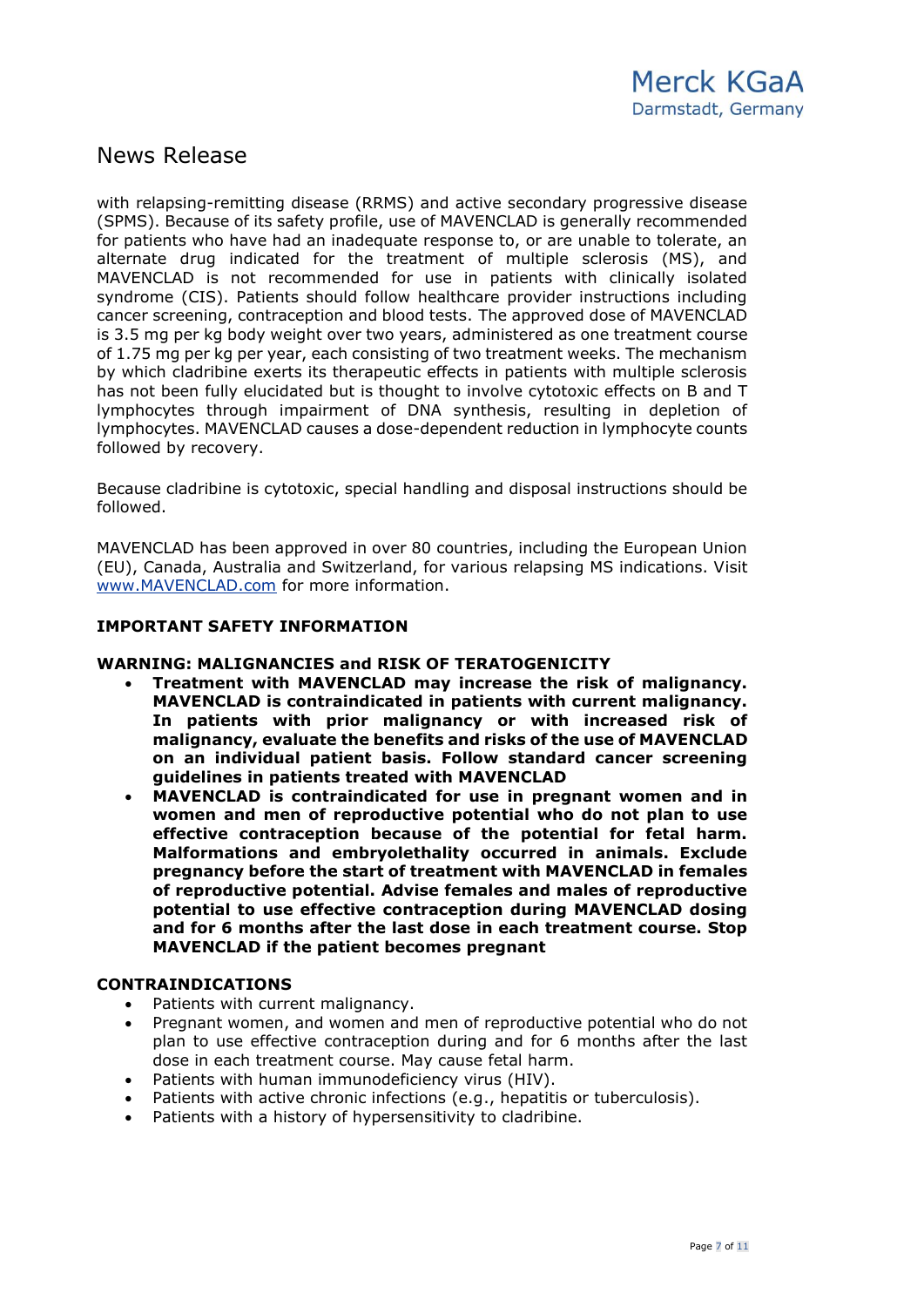with relapsing-remitting disease (RRMS) and active secondary progressive disease (SPMS). Because of its safety profile, use of MAVENCLAD is generally recommended for patients who have had an inadequate response to, or are unable to tolerate, an alternate drug indicated for the treatment of multiple sclerosis (MS), and MAVENCLAD is not recommended for use in patients with clinically isolated syndrome (CIS). Patients should follow healthcare provider instructions including cancer screening, contraception and blood tests. The approved dose of MAVENCLAD is 3.5 mg per kg body weight over two years, administered as one treatment course of 1.75 mg per kg per year, each consisting of two treatment weeks. The mechanism by which cladribine exerts its therapeutic effects in patients with multiple sclerosis has not been fully elucidated but is thought to involve cytotoxic effects on B and T lymphocytes through impairment of DNA synthesis, resulting in depletion of lymphocytes. MAVENCLAD causes a dose-dependent reduction in lymphocyte counts followed by recovery.

Because cladribine is cytotoxic, special handling and disposal instructions should be followed.

MAVENCLAD has been approved in over 80 countries, including the European Union (EU), Canada, Australia and Switzerland, for various relapsing MS indications. Visit [www.MAVENCLAD.com](http://www.MAVENCLAD.com) for more information.

**IMPORTANT SAFETY INFORMATION**

**WARNING: MALIGNANCIES and RISK OF TERATOGENICITY**

- **Treatment with MAVENCLAD may increase the risk of malignancy. MAVENCLAD is contraindicated in patients with current malignancy. In patients with prior malignancy or with increased risk of malignancy, evaluate the benefits and risks of the use of MAVENCLAD on an individual patient basis. Follow standard cancer screening guidelines in patients treated with MAVENCLAD**
- **MAVENCLAD is contraindicated for use in pregnant women and in women and men of reproductive potential who do not plan to use effective contraception because of the potential for fetal harm. Malformations and embryolethality occurred in animals. Exclude pregnancy before the start of treatment with MAVENCLAD in females of reproductive potential. Advise females and males of reproductive potential to use effective contraception during MAVENCLAD dosing and for 6 months after the last dose in each treatment course. Stop MAVENCLAD if the patient becomes pregnant**

**CONTRAINDICATIONS**

- Patients with current malignancy.
- Pregnant women, and women and men of reproductive potential who do not plan to use effective contraception during and for 6 months after the last dose in each treatment course. May cause fetal harm.
- Patients with human immunodeficiency virus (HIV).
- Patients with active chronic infections (e.g., hepatitis or tuberculosis).
- Patients with a history of hypersensitivity to cladribine.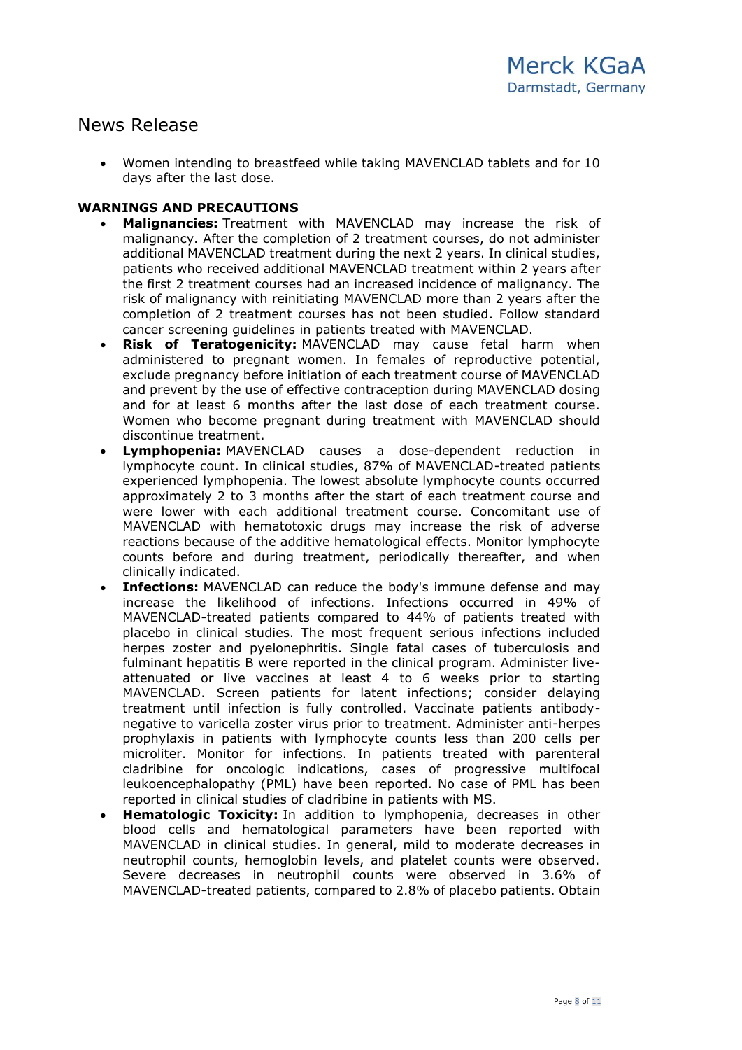- Women intending to breastfeed while taking MAVENCLAD tablets and for 10 days after the last dose.

**WARNINGS AND PRECAUTIONS**

- **Malignancies:** Treatment with MAVENCLAD may increase the risk of malignancy. After the completion of 2 treatment courses, do not administer additional MAVENCLAD treatment during the next 2 years. In clinical studies, patients who received additional MAVENCLAD treatment within 2 years after the first 2 treatment courses had an increased incidence of malignancy. The risk of malignancy with reinitiating MAVENCLAD more than 2 years after the completion of 2 treatment courses has not been studied. Follow standard cancer screening guidelines in patients treated with MAVENCLAD.
- **Risk of Teratogenicity:** MAVENCLAD may cause fetal harm when administered to pregnant women. In females of reproductive potential, exclude pregnancy before initiation of each treatment course of MAVENCLAD and prevent by the use of effective contraception during MAVENCLAD dosing and for at least 6 months after the last dose of each treatment course. Women who become pregnant during treatment with MAVENCLAD should discontinue treatment.
- **Lymphopenia:** MAVENCLAD causes a dose-dependent reduction in lymphocyte count. In clinical studies, 87% of MAVENCLAD-treated patients experienced lymphopenia. The lowest absolute lymphocyte counts occurred approximately 2 to 3 months after the start of each treatment course and were lower with each additional treatment course. Concomitant use of MAVENCLAD with hematotoxic drugs may increase the risk of adverse reactions because of the additive hematological effects. Monitor lymphocyte counts before and during treatment, periodically thereafter, and when clinically indicated.
- **Infections:** MAVENCLAD can reduce the body's immune defense and may increase the likelihood of infections. Infections occurred in 49% of MAVENCLAD-treated patients compared to 44% of patients treated with placebo in clinical studies. The most frequent serious infections included herpes zoster and pyelonephritis. Single fatal cases of tuberculosis and fulminant hepatitis B were reported in the clinical program. Administer live-attenuated or live vaccines at least 4 to 6 weeks prior to starting MAVENCLAD. Screen patients for latent infections; consider delaying treatment until infection is fully controlled. Vaccinate patients antibody-negative to varicella zoster virus prior to treatment. Administer anti-herpes prophylaxis in patients with lymphocyte counts less than 200 cells per microliter. Monitor for infections. In patients treated with parenteral cladribine for oncologic indications, cases of progressive multifocal leukoencephalopathy (PML) have been reported. No case of PML has been reported in clinical studies of cladribine in patients with MS.
- **Hematologic Toxicity:** In addition to lymphopenia, decreases in other blood cells and hematological parameters have been reported with MAVENCLAD in clinical studies. In general, mild to moderate decreases in neutrophil counts, hemoglobin levels, and platelet counts were observed. Severe decreases in neutrophil counts were observed in 3.6% of MAVENCLAD-treated patients, compared to 2.8% of placebo patients. Obtain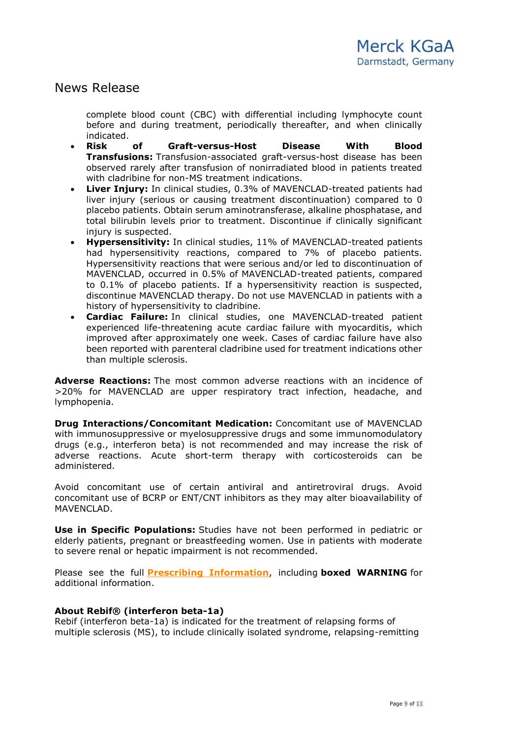complete blood count (CBC) with differential including lymphocyte count before and during treatment, periodically thereafter, and when clinically indicated.

- **Risk of Graft-versus-Host Disease With Blood Transfusions:** Transfusion-associated graft-versus-host disease has been observed rarely after transfusion of nonirradiated blood in patients treated with cladribine for non-MS treatment indications.
- **Liver Injury:** In clinical studies, 0.3% of MAVENCLAD-treated patients had liver injury (serious or causing treatment discontinuation) compared to 0 placebo patients. Obtain serum aminotransferase, alkaline phosphatase, and total bilirubin levels prior to treatment. Discontinue if clinically significant injury is suspected.
- **Hypersensitivity:** In clinical studies, 11% of MAVENCLAD-treated patients had hypersensitivity reactions, compared to 7% of placebo patients. Hypersensitivity reactions that were serious and/or led to discontinuation of MAVENCLAD, occurred in 0.5% of MAVENCLAD-treated patients, compared to 0.1% of placebo patients. If a hypersensitivity reaction is suspected, discontinue MAVENCLAD therapy. Do not use MAVENCLAD in patients with a history of hypersensitivity to cladribine.
- **Cardiac Failure:** In clinical studies, one MAVENCLAD-treated patient experienced life-threatening acute cardiac failure with myocarditis, which improved after approximately one week. Cases of cardiac failure have also been reported with parenteral cladribine used for treatment indications other than multiple sclerosis.

**Adverse Reactions:** The most common adverse reactions with an incidence of >20% for MAVENCLAD are upper respiratory tract infection, headache, and lymphopenia.

**Drug Interactions/Concomitant Medication:** Concomitant use of MAVENCLAD with immunosuppressive or myelosuppressive drugs and some immunomodulatory drugs (e.g., interferon beta) is not recommended and may increase the risk of adverse reactions. Acute short-term therapy with corticosteroids can be administered.

Avoid concomitant use of certain antiviral and antiretroviral drugs. Avoid concomitant use of BCRP or ENT/CNT inhibitors as they may alter bioavailability of MAVENCLAD.

**Use in Specific Populations:** Studies have not been performed in pediatric or elderly patients, pregnant or breastfeeding women. Use in patients with moderate to severe renal or hepatic impairment is not recommended.

Please see the full **Prescribing Information**, including **boxed WARNING** for additional information.

**About Rebif® (interferon beta-1a)**

Rebif (interferon beta-1a) is indicated for the treatment of relapsing forms of multiple sclerosis (MS), to include clinically isolated syndrome, relapsing-remitting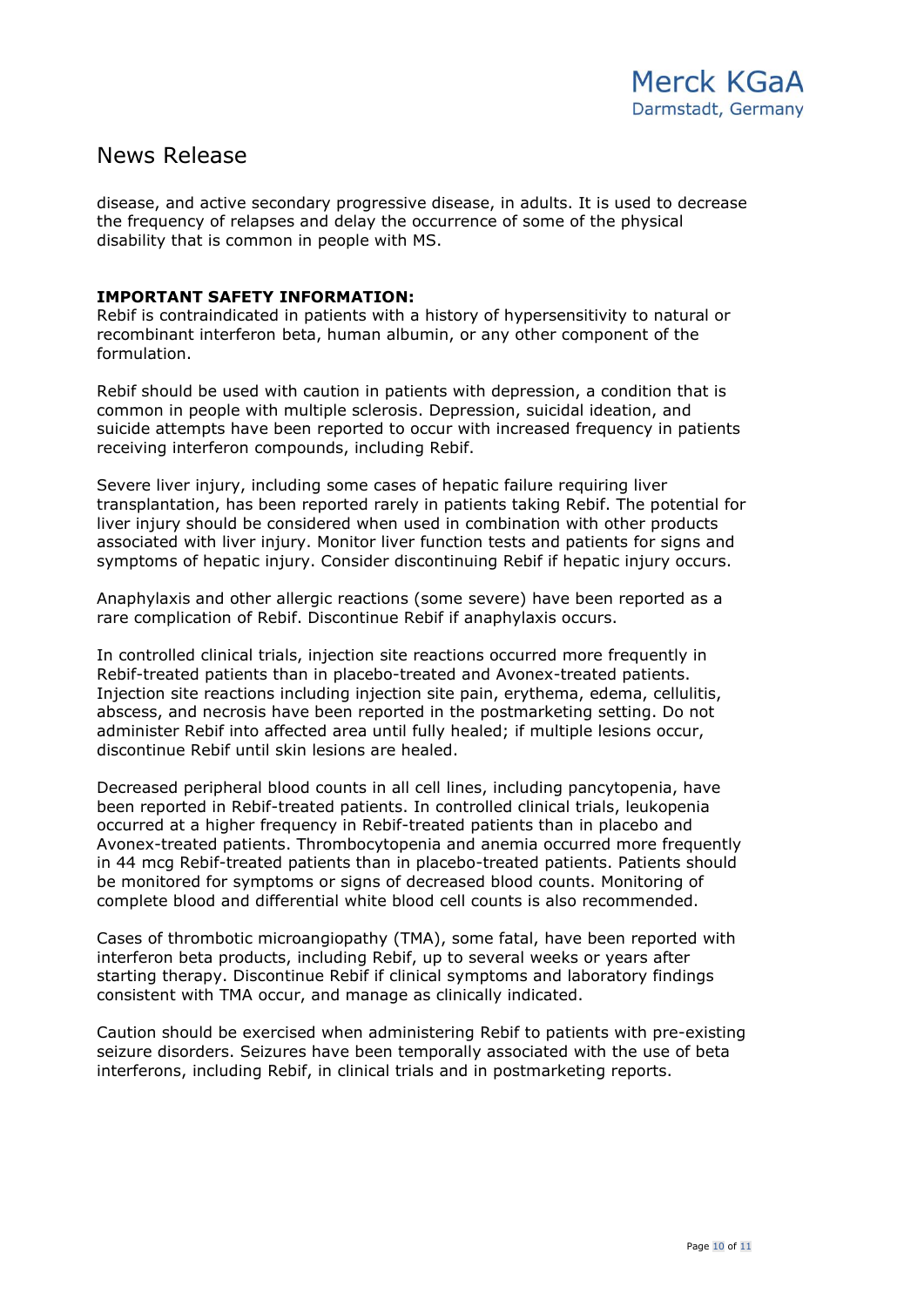disease, and active secondary progressive disease, in adults. It is used to decrease the frequency of relapses and delay the occurrence of some of the physical disability that is common in people with MS.

**IMPORTANT SAFETY INFORMATION:**
Rebif is contraindicated in patients with a history of hypersensitivity to natural or recombinant interferon beta, human albumin, or any other component of the formulation.

Rebif should be used with caution in patients with depression, a condition that is common in people with multiple sclerosis. Depression, suicidal ideation, and suicide attempts have been reported to occur with increased frequency in patients receiving interferon compounds, including Rebif.

Severe liver injury, including some cases of hepatic failure requiring liver transplantation, has been reported rarely in patients taking Rebif. The potential for liver injury should be considered when used in combination with other products associated with liver injury. Monitor liver function tests and patients for signs and symptoms of hepatic injury. Consider discontinuing Rebif if hepatic injury occurs.

Anaphylaxis and other allergic reactions (some severe) have been reported as a rare complication of Rebif. Discontinue Rebif if anaphylaxis occurs.

In controlled clinical trials, injection site reactions occurred more frequently in Rebif-treated patients than in placebo-treated and Avonex-treated patients. Injection site reactions including injection site pain, erythema, edema, cellulitis, abscess, and necrosis have been reported in the postmarketing setting. Do not administer Rebif into affected area until fully healed; if multiple lesions occur, discontinue Rebif until skin lesions are healed.

Decreased peripheral blood counts in all cell lines, including pancytopenia, have been reported in Rebif-treated patients. In controlled clinical trials, leukopenia occurred at a higher frequency in Rebif-treated patients than in placebo and Avonex-treated patients. Thrombocytopenia and anemia occurred more frequently in 44 mcg Rebif-treated patients than in placebo-treated patients. Patients should be monitored for symptoms or signs of decreased blood counts. Monitoring of complete blood and differential white blood cell counts is also recommended.

Cases of thrombotic microangiopathy (TMA), some fatal, have been reported with interferon beta products, including Rebif, up to several weeks or years after starting therapy. Discontinue Rebif if clinical symptoms and laboratory findings consistent with TMA occur, and manage as clinically indicated.

Caution should be exercised when administering Rebif to patients with pre-existing seizure disorders. Seizures have been temporally associated with the use of beta interferons, including Rebif, in clinical trials and in postmarketing reports.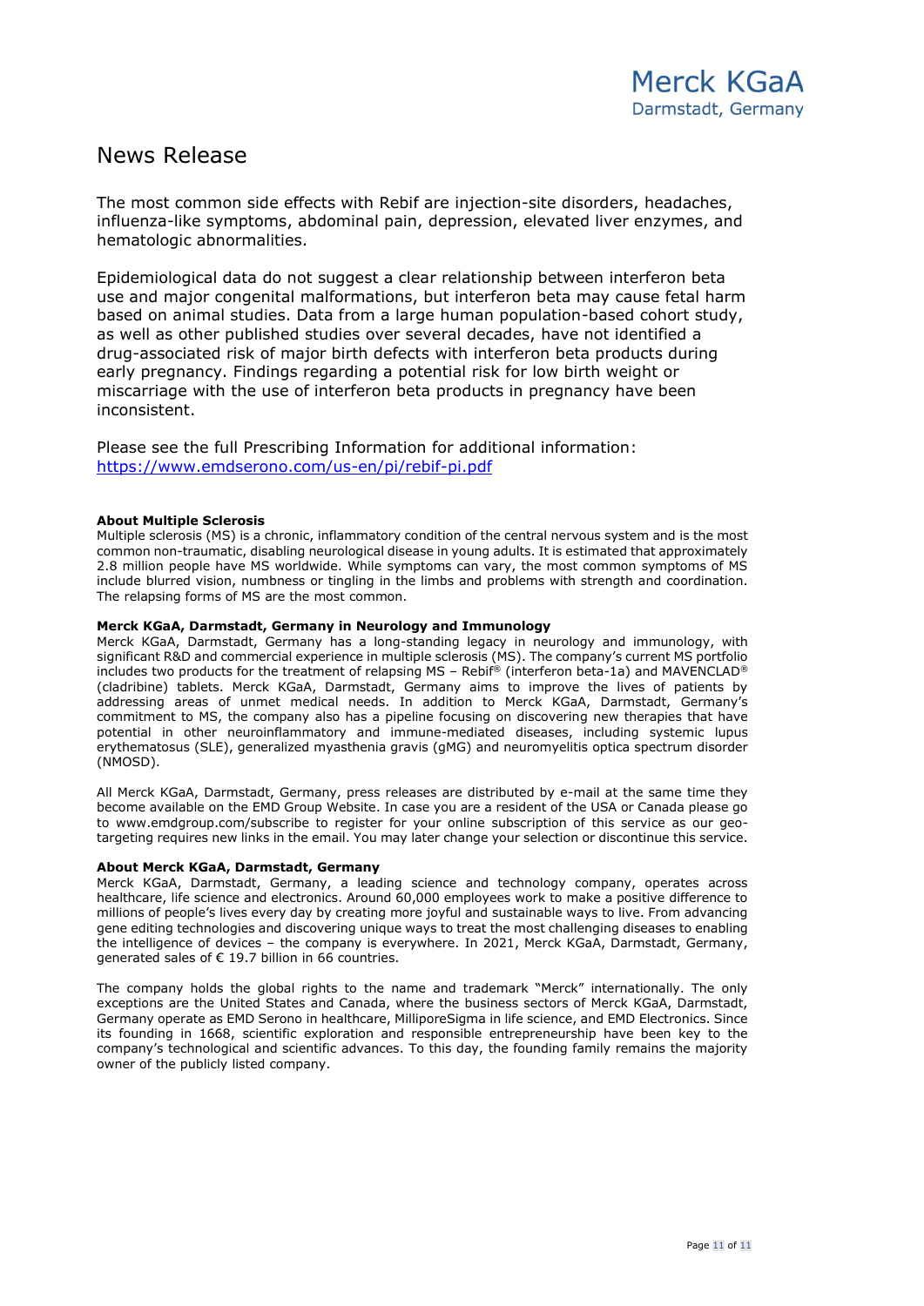The most common side effects with Rebif are injection-site disorders, headaches, influenza-like symptoms, abdominal pain, depression, elevated liver enzymes, and hematologic abnormalities.

Epidemiological data do not suggest a clear relationship between interferon beta use and major congenital malformations, but interferon beta may cause fetal harm based on animal studies. Data from a large human population-based cohort study, as well as other published studies over several decades, have not identified a drug-associated risk of major birth defects with interferon beta products during early pregnancy. Findings regarding a potential risk for low birth weight or miscarriage with the use of interferon beta products in pregnancy have been inconsistent.

Please see the full Prescribing Information for additional information: https://www.emdserono.com/us-en/pi/rebif-pi.pdf

**About Multiple Sclerosis**
Multiple sclerosis (MS) is a chronic, inflammatory condition of the central nervous system and is the most common non-traumatic, disabling neurological disease in young adults. It is estimated that approximately 2.8 million people have MS worldwide. While symptoms can vary, the most common symptoms of MS include blurred vision, numbness or tingling in the limbs and problems with strength and coordination. The relapsing forms of MS are the most common.

**Merck KGaA, Darmstadt, Germany in Neurology and Immunology**
Merck KGaA, Darmstadt, Germany has a long-standing legacy in neurology and immunology, with significant R&D and commercial experience in multiple sclerosis (MS). The company's current MS portfolio includes two products for the treatment of relapsing MS – Rebif® (interferon beta-1a) and MAVENCLAD® (cladribine) tablets. Merck KGaA, Darmstadt, Germany aims to improve the lives of patients by addressing areas of unmet medical needs. In addition to Merck KGaA, Darmstadt, Germany's commitment to MS, the company also has a pipeline focusing on discovering new therapies that have potential in other neuroinflammatory and immune-mediated diseases, including systemic lupus erythematosus (SLE), generalized myasthenia gravis (gMG) and neuromyelitis optica spectrum disorder (NMOSD).

All Merck KGaA, Darmstadt, Germany, press releases are distributed by e-mail at the same time they become available on the EMD Group Website. In case you are a resident of the USA or Canada please go to www.emdgroup.com/subscribe to register for your online subscription of this service as our geo-targeting requires new links in the email. You may later change your selection or discontinue this service.

**About Merck KGaA, Darmstadt, Germany**
Merck KGaA, Darmstadt, Germany, a leading science and technology company, operates across healthcare, life science and electronics. Around 60,000 employees work to make a positive difference to millions of people's lives every day by creating more joyful and sustainable ways to live. From advancing gene editing technologies and discovering unique ways to treat the most challenging diseases to enabling the intelligence of devices – the company is everywhere. In 2021, Merck KGaA, Darmstadt, Germany, generated sales of € 19.7 billion in 66 countries.

The company holds the global rights to the name and trademark "Merck" internationally. The only exceptions are the United States and Canada, where the business sectors of Merck KGaA, Darmstadt, Germany operate as EMD Serono in healthcare, MilliporeSigma in life science, and EMD Electronics. Since its founding in 1668, scientific exploration and responsible entrepreneurship have been key to the company's technological and scientific advances. To this day, the founding family remains the majority owner of the publicly listed company.